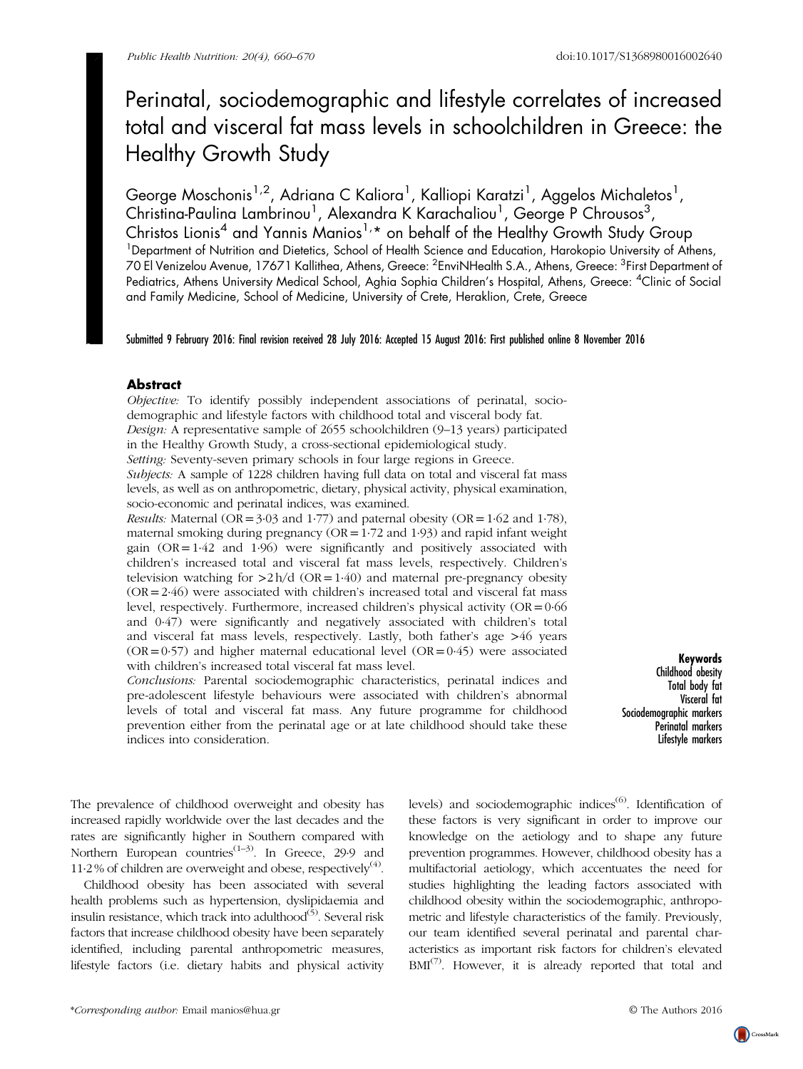# Perinatal, sociodemographic and lifestyle correlates of increased total and visceral fat mass levels in schoolchildren in Greece: the Healthy Growth Study

George Moschonis[1,2], Adriana C Kaliora[1], Kalliopi Karatzi[1], Aggelos Michaletos[1], Christina-Paulina Lambrinou[1], Alexandra K Karachaliou[1], George P Chrousos[3], Christos Lionis[4] and Yannis Manios[1,*] on behalf of the Healthy Growth Study Group

[1]Department of Nutrition and Dietetics, School of Health Science and Education, Harokopio University of Athens, 70 El Venizelou Avenue, 17671 Kallithea, Athens, Greece: [2]EnviNHealth S.A., Athens, Greece: [3]First Department of Pediatrics, Athens University Medical School, Aghia Sophia Children's Hospital, Athens, Greece: [4]Clinic of Social and Family Medicine, School of Medicine, University of Crete, Heraklion, Crete, Greece

Submitted 9 February 2016: Final revision received 28 July 2016: Accepted 15 August 2016: First published online 8 November 2016

## Abstract

*Objective:* To identify possibly independent associations of perinatal, sociodemographic and lifestyle factors with childhood total and visceral body fat.

*Design:* A representative sample of 2655 schoolchildren (9–13 years) participated in the Healthy Growth Study, a cross-sectional epidemiological study.

*Setting:* Seventy-seven primary schools in four large regions in Greece.

*Subjects:* A sample of 1228 children having full data on total and visceral fat mass levels, as well as on anthropometric, dietary, physical activity, physical examination, socio-economic and perinatal indices, was examined.

*Results:* Maternal (OR = 3·03 and 1·77) and paternal obesity (OR = 1·62 and 1·78), maternal smoking during pregnancy (OR = 1·72 and 1·93) and rapid infant weight gain (OR = 1·42 and 1·96) were significantly and positively associated with children's increased total and visceral fat mass levels, respectively. Children's television watching for >2 h/d (OR = 1·40) and maternal pre-pregnancy obesity (OR = 2·46) were associated with children's increased total and visceral fat mass level, respectively. Furthermore, increased children's physical activity (OR = 0·66 and 0·47) were significantly and negatively associated with children's total and visceral fat mass levels, respectively. Lastly, both father's age >46 years (OR = 0·57) and higher maternal educational level (OR = 0·45) were associated with children's increased total visceral fat mass level.

*Conclusions:* Parental sociodemographic characteristics, perinatal indices and pre-adolescent lifestyle behaviours were associated with children's abnormal levels of total and visceral fat mass. Any future programme for childhood prevention either from the perinatal age or at late childhood should take these indices into consideration.

**Keywords**
Childhood obesity
Total body fat
Visceral fat
Sociodemographic markers
Perinatal markers
Lifestyle markers

The prevalence of childhood overweight and obesity has increased rapidly worldwide over the last decades and the rates are significantly higher in Southern compared with Northern European countries[1–3]. In Greece, 29·9 and 11·2 % of children are overweight and obese, respectively[4].

Childhood obesity has been associated with several health problems such as hypertension, dyslipidaemia and insulin resistance, which track into adulthood[5]. Several risk factors that increase childhood obesity have been separately identified, including parental anthropometric measures, lifestyle factors (i.e. dietary habits and physical activity levels) and sociodemographic indices[6]. Identification of these factors is very significant in order to improve our knowledge on the aetiology and to shape any future prevention programmes. However, childhood obesity has a multifactorial aetiology, which accentuates the need for studies highlighting the leading factors associated with childhood obesity within the sociodemographic, anthropometric and lifestyle characteristics of the family. Previously, our team identified several perinatal and parental characteristics as important risk factors for children's elevated BMI[7]. However, it is already reported that total and

*Corresponding author: Email manios@hua.gr

© The Authors 2016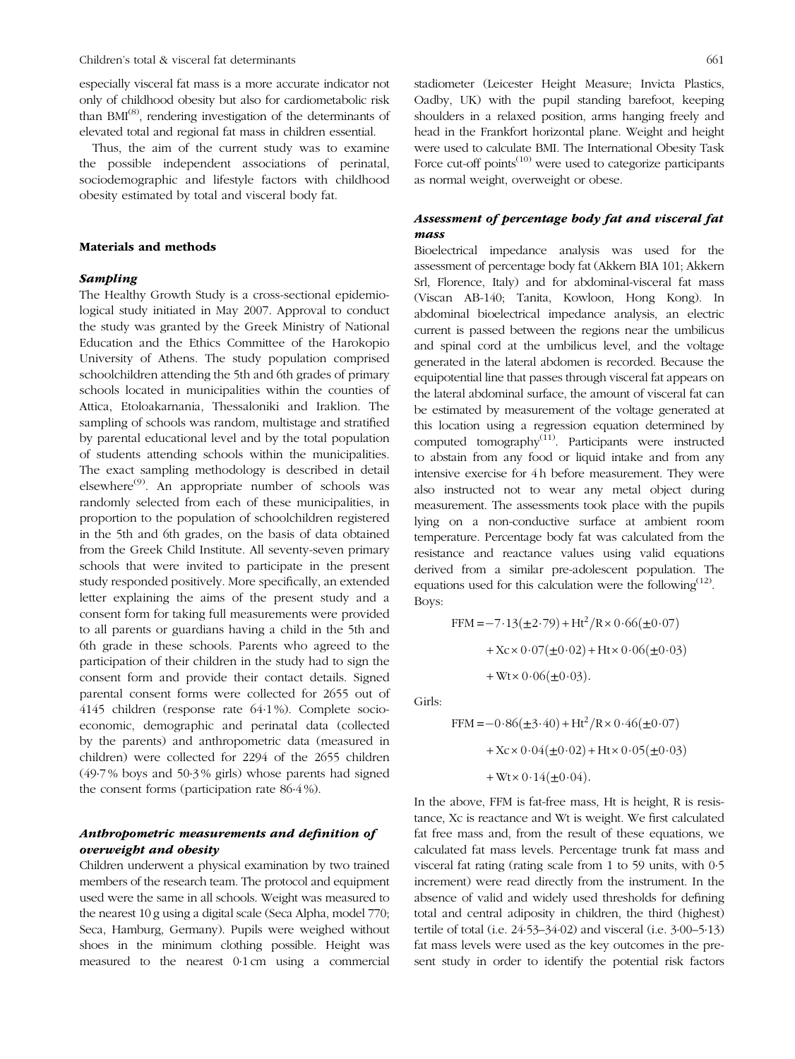especially visceral fat mass is a more accurate indicator not only of childhood obesity but also for cardiometabolic risk than BMI[8], rendering investigation of the determinants of elevated total and regional fat mass in children essential.

Thus, the aim of the current study was to examine the possible independent associations of perinatal, sociodemographic and lifestyle factors with childhood obesity estimated by total and visceral body fat.

## Materials and methods

### Sampling

The Healthy Growth Study is a cross-sectional epidemiological study initiated in May 2007. Approval to conduct the study was granted by the Greek Ministry of National Education and the Ethics Committee of the Harokopio University of Athens. The study population comprised schoolchildren attending the 5th and 6th grades of primary schools located in municipalities within the counties of Attica, Etoloakarnania, Thessaloniki and Iraklion. The sampling of schools was random, multistage and stratified by parental educational level and by the total population of students attending schools within the municipalities. The exact sampling methodology is described in detail elsewhere[9]. An appropriate number of schools was randomly selected from each of these municipalities, in proportion to the population of schoolchildren registered in the 5th and 6th grades, on the basis of data obtained from the Greek Child Institute. All seventy-seven primary schools that were invited to participate in the present study responded positively. More specifically, an extended letter explaining the aims of the present study and a consent form for taking full measurements were provided to all parents or guardians having a child in the 5th and 6th grade in these schools. Parents who agreed to the participation of their children in the study had to sign the consent form and provide their contact details. Signed parental consent forms were collected for 2655 out of 4145 children (response rate 64·1%). Complete socio-economic, demographic and perinatal data (collected by the parents) and anthropometric data (measured in children) were collected for 2294 of the 2655 children (49·7% boys and 50·3% girls) whose parents had signed the consent forms (participation rate 86·4%).

### Anthropometric measurements and definition of overweight and obesity

Children underwent a physical examination by two trained members of the research team. The protocol and equipment used were the same in all schools. Weight was measured to the nearest 10 g using a digital scale (Seca Alpha, model 770; Seca, Hamburg, Germany). Pupils were weighed without shoes in the minimum clothing possible. Height was measured to the nearest 0·1 cm using a commercial stadiometer (Leicester Height Measure; Invicta Plastics, Oadby, UK) with the pupil standing barefoot, keeping shoulders in a relaxed position, arms hanging freely and head in the Frankfort horizontal plane. Weight and height were used to calculate BMI. The International Obesity Task Force cut-off points[10] were used to categorize participants as normal weight, overweight or obese.

### Assessment of percentage body fat and visceral fat mass

Bioelectrical impedance analysis was used for the assessment of percentage body fat (Akkern BIA 101; Akkern Srl, Florence, Italy) and for abdominal-visceral fat mass (Viscan AB-140; Tanita, Kowloon, Hong Kong). In abdominal bioelectrical impedance analysis, an electric current is passed between the regions near the umbilicus and spinal cord at the umbilicus level, and the voltage generated in the lateral abdomen is recorded. Because the equipotential line that passes through visceral fat appears on the lateral abdominal surface, the amount of visceral fat can be estimated by measurement of the voltage generated at this location using a regression equation determined by computed tomography[11]. Participants were instructed to abstain from any food or liquid intake and from any intensive exercise for 4 h before measurement. They were also instructed not to wear any metal object during measurement. The assessments took place with the pupils lying on a non-conductive surface at ambient room temperature. Percentage body fat was calculated from the resistance and reactance values using valid equations derived from a similar pre-adolescent population. The equations used for this calculation were the following[12].

Boys:

$$\begin{aligned}\text{FFM} = & -7{\cdot}13(\pm 2{\cdot}79) + \text{Ht}^2/\text{R} \times 0{\cdot}66(\pm 0{\cdot}07) \\ & + \text{Xc} \times 0{\cdot}07(\pm 0{\cdot}02) + \text{Ht} \times 0{\cdot}06(\pm 0{\cdot}03) \\ & + \text{Wt} \times 0{\cdot}06(\pm 0{\cdot}03).\end{aligned}$$

Girls:

$$\begin{aligned}\text{FFM} = & -0{\cdot}86(\pm 3{\cdot}40) + \text{Ht}^2/\text{R} \times 0{\cdot}46(\pm 0{\cdot}07) \\ & + \text{Xc} \times 0{\cdot}04(\pm 0{\cdot}02) + \text{Ht} \times 0{\cdot}05(\pm 0{\cdot}03) \\ & + \text{Wt} \times 0{\cdot}14(\pm 0{\cdot}04).\end{aligned}$$

In the above, FFM is fat-free mass, Ht is height, R is resistance, Xc is reactance and Wt is weight. We first calculated fat free mass and, from the result of these equations, we calculated fat mass levels. Percentage trunk fat mass and visceral fat rating (rating scale from 1 to 59 units, with 0·5 increment) were read directly from the instrument. In the absence of valid and widely used thresholds for defining total and central adiposity in children, the third (highest) tertile of total (i.e. 24·53–34·02) and visceral (i.e. 3·00–5·13) fat mass levels were used as the key outcomes in the present study in order to identify the potential risk factors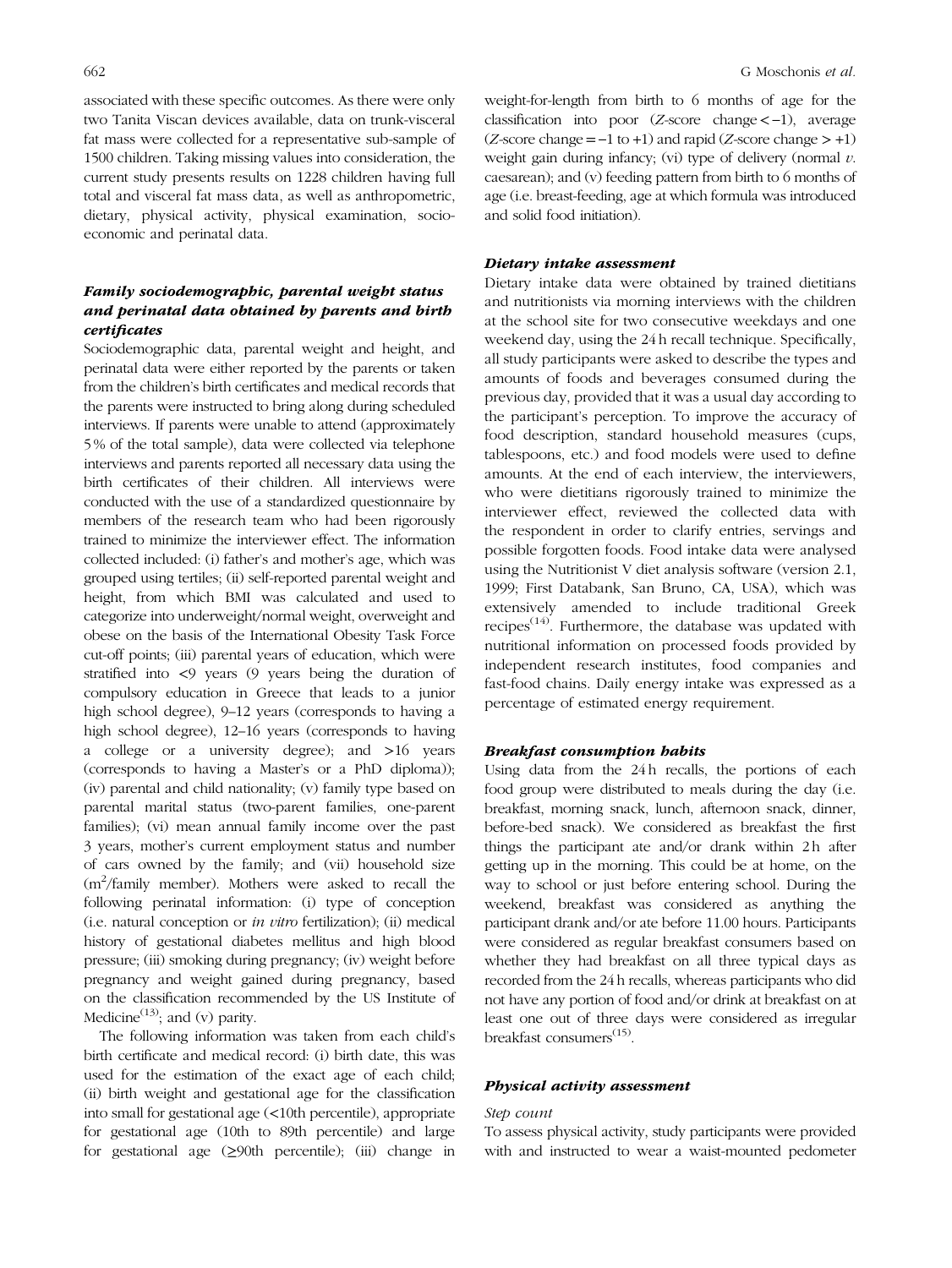associated with these specific outcomes. As there were only two Tanita Viscan devices available, data on trunk-visceral fat mass were collected for a representative sub-sample of 1500 children. Taking missing values into consideration, the current study presents results on 1228 children having full total and visceral fat mass data, as well as anthropometric, dietary, physical activity, physical examination, socio-economic and perinatal data.

### *Family sociodemographic, parental weight status and perinatal data obtained by parents and birth certificates*

Sociodemographic data, parental weight and height, and perinatal data were either reported by the parents or taken from the children's birth certificates and medical records that the parents were instructed to bring along during scheduled interviews. If parents were unable to attend (approximately 5 % of the total sample), data were collected via telephone interviews and parents reported all necessary data using the birth certificates of their children. All interviews were conducted with the use of a standardized questionnaire by members of the research team who had been rigorously trained to minimize the interviewer effect. The information collected included: (i) father's and mother's age, which was grouped using tertiles; (ii) self-reported parental weight and height, from which BMI was calculated and used to categorize into underweight/normal weight, overweight and obese on the basis of the International Obesity Task Force cut-off points; (iii) parental years of education, which were stratified into <9 years (9 years being the duration of compulsory education in Greece that leads to a junior high school degree), 9–12 years (corresponds to having a high school degree), 12–16 years (corresponds to having a college or a university degree); and >16 years (corresponds to having a Master's or a PhD diploma)); (iv) parental and child nationality; (v) family type based on parental marital status (two-parent families, one-parent families); (vi) mean annual family income over the past 3 years, mother's current employment status and number of cars owned by the family; and (vii) household size ($m^2$/family member). Mothers were asked to recall the following perinatal information: (i) type of conception (i.e. natural conception or *in vitro* fertilization); (ii) medical history of gestational diabetes mellitus and high blood pressure; (iii) smoking during pregnancy; (iv) weight before pregnancy and weight gained during pregnancy, based on the classification recommended by the US Institute of Medicine[13]; and (v) parity.

The following information was taken from each child's birth certificate and medical record: (i) birth date, this was used for the estimation of the exact age of each child; (ii) birth weight and gestational age for the classification into small for gestational age (<10th percentile), appropriate for gestational age (10th to 89th percentile) and large for gestational age (≥90th percentile); (iii) change in weight-for-length from birth to 6 months of age for the classification into poor (*Z*-score change < −1), average (*Z*-score change = −1 to +1) and rapid (*Z*-score change > +1) weight gain during infancy; (vi) type of delivery (normal *v.* caesarean); and (v) feeding pattern from birth to 6 months of age (i.e. breast-feeding, age at which formula was introduced and solid food initiation).

### *Dietary intake assessment*

Dietary intake data were obtained by trained dietitians and nutritionists via morning interviews with the children at the school site for two consecutive weekdays and one weekend day, using the 24 h recall technique. Specifically, all study participants were asked to describe the types and amounts of foods and beverages consumed during the previous day, provided that it was a usual day according to the participant's perception. To improve the accuracy of food description, standard household measures (cups, tablespoons, etc.) and food models were used to define amounts. At the end of each interview, the interviewers, who were dietitians rigorously trained to minimize the interviewer effect, reviewed the collected data with the respondent in order to clarify entries, servings and possible forgotten foods. Food intake data were analysed using the Nutritionist V diet analysis software (version 2.1, 1999; First Databank, San Bruno, CA, USA), which was extensively amended to include traditional Greek recipes[14]. Furthermore, the database was updated with nutritional information on processed foods provided by independent research institutes, food companies and fast-food chains. Daily energy intake was expressed as a percentage of estimated energy requirement.

### *Breakfast consumption habits*

Using data from the 24 h recalls, the portions of each food group were distributed to meals during the day (i.e. breakfast, morning snack, lunch, afternoon snack, dinner, before-bed snack). We considered as breakfast the first things the participant ate and/or drank within 2 h after getting up in the morning. This could be at home, on the way to school or just before entering school. During the weekend, breakfast was considered as anything the participant drank and/or ate before 11.00 hours. Participants were considered as regular breakfast consumers based on whether they had breakfast on all three typical days as recorded from the 24 h recalls, whereas participants who did not have any portion of food and/or drink at breakfast on at least one out of three days were considered as irregular breakfast consumers[15].

### *Physical activity assessment*

*Step count*

To assess physical activity, study participants were provided with and instructed to wear a waist-mounted pedometer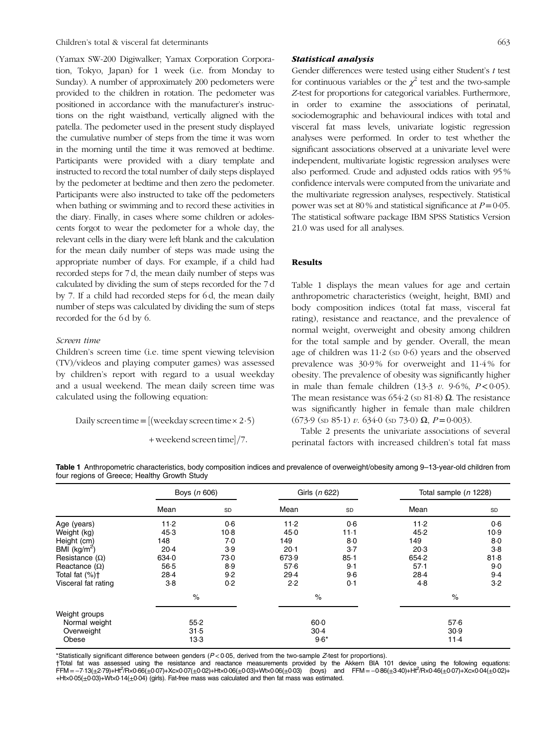(Yamax SW-200 Digiwalker; Yamax Corporation Corporation, Tokyo, Japan) for 1 week (i.e. from Monday to Sunday). A number of approximately 200 pedometers were provided to the children in rotation. The pedometer was positioned in accordance with the manufacturer's instructions on the right waistband, vertically aligned with the patella. The pedometer used in the present study displayed the cumulative number of steps from the time it was worn in the morning until the time it was removed at bedtime. Participants were provided with a diary template and instructed to record the total number of daily steps displayed by the pedometer at bedtime and then zero the pedometer. Participants were also instructed to take off the pedometers when bathing or swimming and to record these activities in the diary. Finally, in cases where some children or adolescents forgot to wear the pedometer for a whole day, the relevant cells in the diary were left blank and the calculation for the mean daily number of steps was made using the appropriate number of days. For example, if a child had recorded steps for 7 d, the mean daily number of steps was calculated by dividing the sum of steps recorded for the 7 d by 7. If a child had recorded steps for 6 d, the mean daily number of steps was calculated by dividing the sum of steps recorded for the 6 d by 6.

*Screen time*

Children's screen time (i.e. time spent viewing television (TV)/videos and playing computer games) was assessed by children's report with regard to a usual weekday and a usual weekend. The mean daily screen time was calculated using the following equation:

$$\text{Daily screen time} = [(\text{weekday screen time} \times 2{\cdot}5) + \text{weekend screen time}]/7.$$

### *Statistical analysis*

Gender differences were tested using either Student's *t* test for continuous variables or the $\chi^2$ test and the two-sample *Z*-test for proportions for categorical variables. Furthermore, in order to examine the associations of perinatal, sociodemographic and behavioural indices with total and visceral fat mass levels, univariate logistic regression analyses were performed. In order to test whether the significant associations observed at a univariate level were independent, multivariate logistic regression analyses were also performed. Crude and adjusted odds ratios with 95 % confidence intervals were computed from the univariate and the multivariate regression analyses, respectively. Statistical power was set at 80 % and statistical significance at $P = 0{\cdot}05$. The statistical software package IBM SPSS Statistics Version 21.0 was used for all analyses.

## Results

Table 1 displays the mean values for age and certain anthropometric characteristics (weight, height, BMI) and body composition indices (total fat mass, visceral fat rating), resistance and reactance, and the prevalence of normal weight, overweight and obesity among children for the total sample and by gender. Overall, the mean age of children was 11·2 (SD 0·6) years and the observed prevalence was 30·9 % for overweight and 11·4 % for obesity. The prevalence of obesity was significantly higher in male than female children (13·3 *v.* 9·6 %, $P < 0{\cdot}05$). The mean resistance was 654·2 (SD 81·8) Ω. The resistance was significantly higher in female than male children (673·9 (SD 85·1) *v.* 634·0 (SD 73·0) Ω, $P = 0{\cdot}003$).

Table 2 presents the univariate associations of several perinatal factors with increased children's total fat mass

**Table 1** Anthropometric characteristics, body composition indices and prevalence of overweight/obesity among 9–13-year-old children from four regions of Greece; Healthy Growth Study

| | Boys (*n* 606) | | Girls (*n* 622) | | Total sample (*n* 1228) | |
|---|---|---|---|---|---|---|
| | Mean | SD | Mean | SD | Mean | SD |
| Age (years) | 11·2 | 0·6 | 11·2 | 0·6 | 11·2 | 0·6 |
| Weight (kg) | 45·3 | 10·8 | 45·0 | 11·1 | 45·2 | 10·9 |
| Height (cm) | 148 | 7·0 | 149 | 8·0 | 149 | 8·0 |
| BMI (kg/m$^2$) | 20·4 | 3·9 | 20·1 | 3·7 | 20·3 | 3·8 |
| Resistance (Ω) | 634·0 | 73·0 | 673·9 | 85·1 | 654·2 | 81·8 |
| Reactance (Ω) | 56·5 | 8·9 | 57·6 | 9·1 | 57·1 | 9·0 |
| Total fat (%)† | 28·4 | 9·2 | 29·4 | 9·6 | 28·4 | 9·4 |
| Visceral fat rating | 3·8 | 0·2 | 2·2 | 0·1 | 4·8 | 3·2 |
| | % | | % | | % | |
| Weight groups | | | | | | |
| Normal weight | 55·2 | | 60·0 | | 57·6 | |
| Overweight | 31·5 | | 30·4 | | 30·9 | |
| Obese | 13·3 | | 9·6* | | 11·4 | |

*Statistically significant difference between genders ($P < 0{\cdot}05$, derived from the two-sample *Z*-test for proportions).

†Total fat was assessed using the resistance and reactance measurements provided by the Akkern BIA 101 device using the following equations: $FFM = -7{\cdot}13(\pm 2{\cdot}79) + Ht^2/R \times 0{\cdot}66(\pm 0{\cdot}07) + Xc \times 0{\cdot}07(\pm 0{\cdot}02) + Ht \times 0{\cdot}06(\pm 0{\cdot}03) + Wt \times 0{\cdot}06(\pm 0{\cdot}03)$ (boys) and $FFM = -0{\cdot}86(\pm 3{\cdot}40) + Ht^2/R \times 0{\cdot}46(\pm 0{\cdot}07) + Xc \times 0{\cdot}04(\pm 0{\cdot}02) + Ht \times 0{\cdot}05(\pm 0{\cdot}03) + Wt \times 0{\cdot}14(\pm 0{\cdot}04)$ (girls). Fat-free mass was calculated and then fat mass was estimated.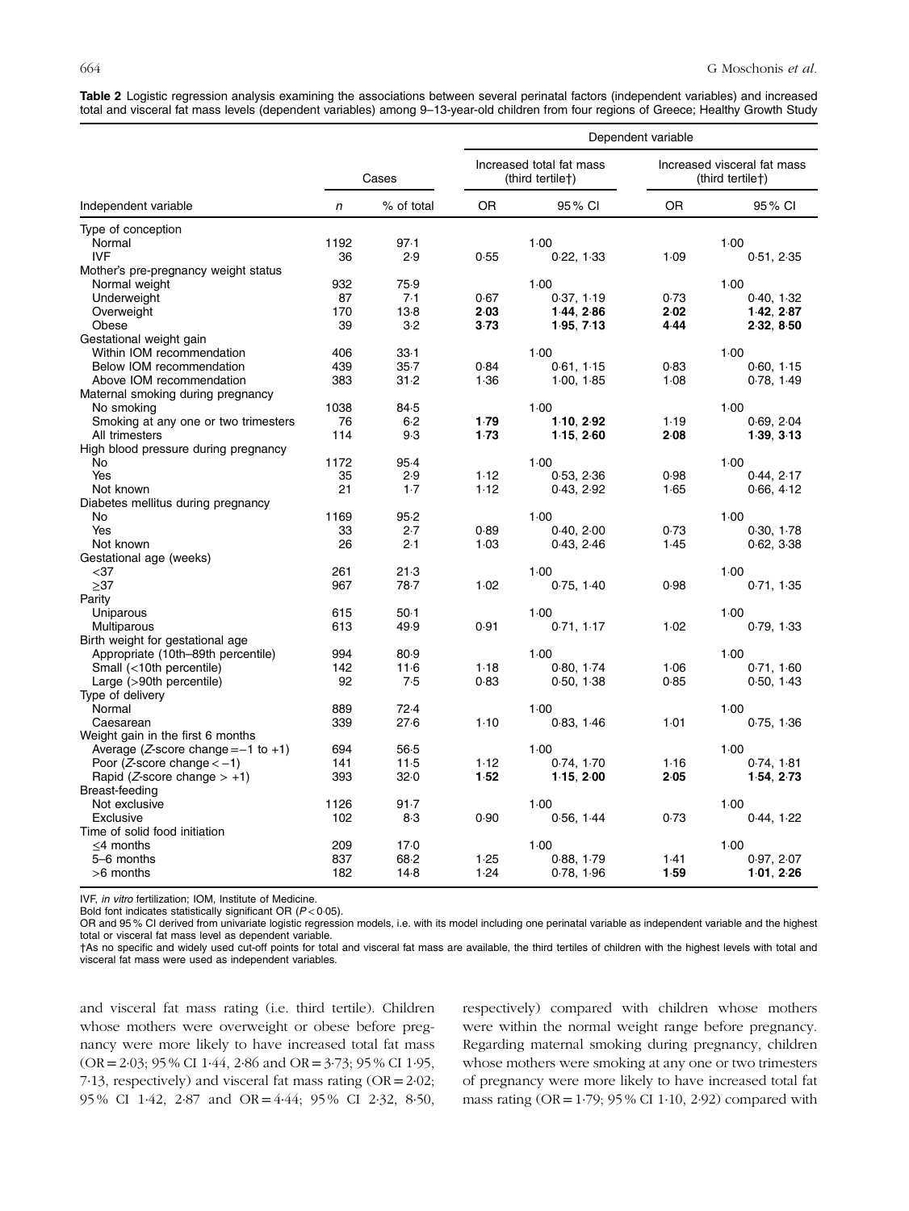**Table 2** Logistic regression analysis examining the associations between several perinatal factors (independent variables) and increased total and visceral fat mass levels (dependent variables) among 9–13-year-old children from four regions of Greece; Healthy Growth Study

| Independent variable | Cases | | Dependent variable | | | |
|---|---|---|---|---|---|---|
| | | | Increased total fat mass (third tertile†) | | Increased visceral fat mass (third tertile†) | |
| | *n* | % of total | OR | 95 % CI | OR | 95 % CI |
| Type of conception | | | | | | |
| Normal | 1192 | 97·1 | | 1·00 | | 1·00 |
| IVF | 36 | 2·9 | 0·55 | 0·22, 1·33 | 1·09 | 0·51, 2·35 |
| Mother's pre-pregnancy weight status | | | | | | |
| Normal weight | 932 | 75·9 | | 1·00 | | 1·00 |
| Underweight | 87 | 7·1 | 0·67 | 0·37, 1·19 | 0·73 | 0·40, 1·32 |
| Overweight | 170 | 13·8 | **2·03** | **1·44, 2·86** | **2·02** | **1·42, 2·87** |
| Obese | 39 | 3·2 | **3·73** | **1·95, 7·13** | **4·44** | **2·32, 8·50** |
| Gestational weight gain | | | | | | |
| Within IOM recommendation | 406 | 33·1 | | 1·00 | | 1·00 |
| Below IOM recommendation | 439 | 35·7 | 0·84 | 0·61, 1·15 | 0·83 | 0·60, 1·15 |
| Above IOM recommendation | 383 | 31·2 | 1·36 | 1·00, 1·85 | 1·08 | 0·78, 1·49 |
| Maternal smoking during pregnancy | | | | | | |
| No smoking | 1038 | 84·5 | | 1·00 | | 1·00 |
| Smoking at any one or two trimesters | 76 | 6·2 | **1·79** | **1·10, 2·92** | 1·19 | 0·69, 2·04 |
| All trimesters | 114 | 9·3 | **1·73** | **1·15, 2·60** | **2·08** | **1·39, 3·13** |
| High blood pressure during pregnancy | | | | | | |
| No | 1172 | 95·4 | | 1·00 | | 1·00 |
| Yes | 35 | 2·9 | 1·12 | 0·53, 2·36 | 0·98 | 0·44, 2·17 |
| Not known | 21 | 1·7 | 1·12 | 0·43, 2·92 | 1·65 | 0·66, 4·12 |
| Diabetes mellitus during pregnancy | | | | | | |
| No | 1169 | 95·2 | | 1·00 | | 1·00 |
| Yes | 33 | 2·7 | 0·89 | 0·40, 2·00 | 0·73 | 0·30, 1·78 |
| Not known | 26 | 2·1 | 1·03 | 0·43, 2·46 | 1·45 | 0·62, 3·38 |
| Gestational age (weeks) | | | | | | |
| <37 | 261 | 21·3 | | 1·00 | | 1·00 |
| ≥37 | 967 | 78·7 | 1·02 | 0·75, 1·40 | 0·98 | 0·71, 1·35 |
| Parity | | | | | | |
| Uniparous | 615 | 50·1 | | 1·00 | | 1·00 |
| Multiparous | 613 | 49·9 | 0·91 | 0·71, 1·17 | 1·02 | 0·79, 1·33 |
| Birth weight for gestational age | | | | | | |
| Appropriate (10th–89th percentile) | 994 | 80·9 | | 1·00 | | 1·00 |
| Small (<10th percentile) | 142 | 11·6 | 1·18 | 0·80, 1·74 | 1·06 | 0·71, 1·60 |
| Large (>90th percentile) | 92 | 7·5 | 0·83 | 0·50, 1·38 | 0·85 | 0·50, 1·43 |
| Type of delivery | | | | | | |
| Normal | 889 | 72·4 | | 1·00 | | 1·00 |
| Caesarean | 339 | 27·6 | 1·10 | 0·83, 1·46 | 1·01 | 0·75, 1·36 |
| Weight gain in the first 6 months | | | | | | |
| Average (*Z*-score change = −1 to +1) | 694 | 56·5 | | 1·00 | | 1·00 |
| Poor (*Z*-score change < −1) | 141 | 11·5 | 1·12 | 0·74, 1·70 | 1·16 | 0·74, 1·81 |
| Rapid (*Z*-score change > +1) | 393 | 32·0 | **1·52** | **1·15, 2·00** | **2·05** | **1·54, 2·73** |
| Breast-feeding | | | | | | |
| Not exclusive | 1126 | 91·7 | | 1·00 | | 1·00 |
| Exclusive | 102 | 8·3 | 0·90 | 0·56, 1·44 | 0·73 | 0·44, 1·22 |
| Time of solid food initiation | | | | | | |
| ≤4 months | 209 | 17·0 | | 1·00 | | 1·00 |
| 5–6 months | 837 | 68·2 | 1·25 | 0·88, 1·79 | 1·41 | 0·97, 2·07 |
| >6 months | 182 | 14·8 | 1·24 | 0·78, 1·96 | **1·59** | **1·01, 2·26** |

IVF, *in vitro* fertilization; IOM, Institute of Medicine.

Bold font indicates statistically significant OR ($P < 0·05$).

OR and 95 % CI derived from univariate logistic regression models, i.e. with its model including one perinatal variable as independent variable and the highest total or visceral fat mass level as dependent variable.

†As no specific and widely used cut-off points for total and visceral fat mass are available, the third tertiles of children with the highest levels with total and visceral fat mass were used as independent variables.

and visceral fat mass rating (i.e. third tertile). Children whose mothers were overweight or obese before pregnancy were more likely to have increased total fat mass (OR = 2·03; 95 % CI 1·44, 2·86 and OR = 3·73; 95 % CI 1·95, 7·13, respectively) and visceral fat mass rating (OR = 2·02; 95 % CI 1·42, 2·87 and OR = 4·44; 95 % CI 2·32, 8·50, respectively) compared with children whose mothers were within the normal weight range before pregnancy. Regarding maternal smoking during pregnancy, children whose mothers were smoking at any one or two trimesters of pregnancy were more likely to have increased total fat mass rating (OR = 1·79; 95 % CI 1·10, 2·92) compared with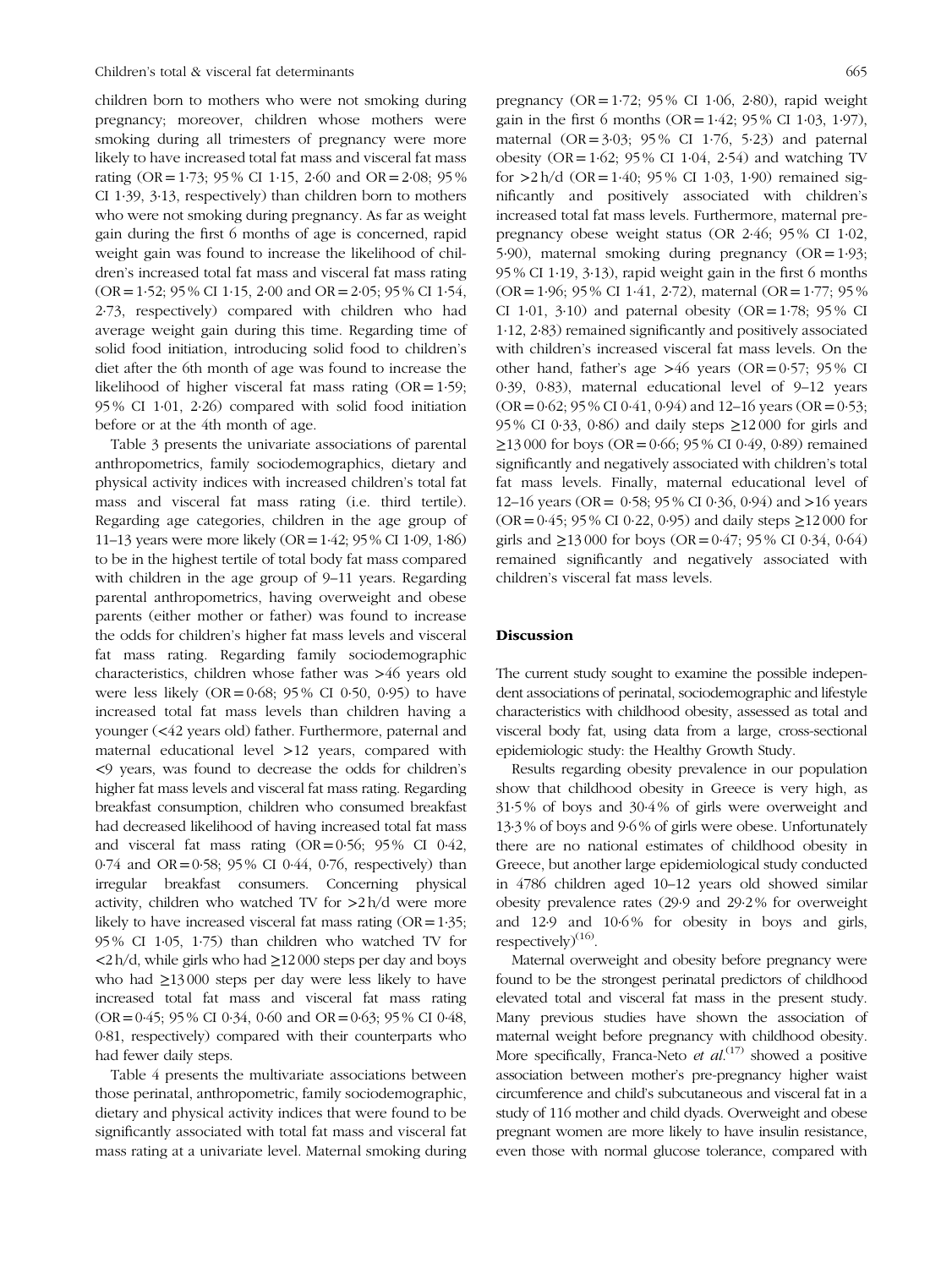children born to mothers who were not smoking during pregnancy; moreover, children whose mothers were smoking during all trimesters of pregnancy were more likely to have increased total fat mass and visceral fat mass rating (OR = 1·73; 95 % CI 1·15, 2·60 and OR = 2·08; 95 % CI 1·39, 3·13, respectively) than children born to mothers who were not smoking during pregnancy. As far as weight gain during the first 6 months of age is concerned, rapid weight gain was found to increase the likelihood of children's increased total fat mass and visceral fat mass rating (OR = 1·52; 95 % CI 1·15, 2·00 and OR = 2·05; 95 % CI 1·54, 2·73, respectively) compared with children who had average weight gain during this time. Regarding time of solid food initiation, introducing solid food to children's diet after the 6th month of age was found to increase the likelihood of higher visceral fat mass rating (OR = 1·59; 95 % CI 1·01, 2·26) compared with solid food initiation before or at the 4th month of age.

Table 3 presents the univariate associations of parental anthropometrics, family sociodemographics, dietary and physical activity indices with increased children's total fat mass and visceral fat mass rating (i.e. third tertile). Regarding age categories, children in the age group of 11–13 years were more likely (OR = 1·42; 95 % CI 1·09, 1·86) to be in the highest tertile of total body fat mass compared with children in the age group of 9–11 years. Regarding parental anthropometrics, having overweight and obese parents (either mother or father) was found to increase the odds for children's higher fat mass levels and visceral fat mass rating. Regarding family sociodemographic characteristics, children whose father was >46 years old were less likely (OR = 0·68; 95 % CI 0·50, 0·95) to have increased total fat mass levels than children having a younger (<42 years old) father. Furthermore, paternal and maternal educational level >12 years, compared with <9 years, was found to decrease the odds for children's higher fat mass levels and visceral fat mass rating. Regarding breakfast consumption, children who consumed breakfast had decreased likelihood of having increased total fat mass and visceral fat mass rating (OR = 0·56; 95 % CI 0·42, 0·74 and OR = 0·58; 95 % CI 0·44, 0·76, respectively) than irregular breakfast consumers. Concerning physical activity, children who watched TV for >2 h/d were more likely to have increased visceral fat mass rating (OR = 1·35; 95 % CI 1·05, 1·75) than children who watched TV for <2 h/d, while girls who had ≥12 000 steps per day and boys who had ≥13 000 steps per day were less likely to have increased total fat mass and visceral fat mass rating (OR = 0·45; 95 % CI 0·34, 0·60 and OR = 0·63; 95 % CI 0·48, 0·81, respectively) compared with their counterparts who had fewer daily steps.

Table 4 presents the multivariate associations between those perinatal, anthropometric, family sociodemographic, dietary and physical activity indices that were found to be significantly associated with total fat mass and visceral fat mass rating at a univariate level. Maternal smoking during pregnancy (OR = 1·72; 95 % CI 1·06, 2·80), rapid weight gain in the first 6 months (OR = 1·42; 95 % CI 1·03, 1·97), maternal (OR = 3·03; 95 % CI 1·76, 5·23) and paternal obesity (OR = 1·62; 95 % CI 1·04, 2·54) and watching TV for >2 h/d (OR = 1·40; 95 % CI 1·03, 1·90) remained significantly and positively associated with children's increased total fat mass levels. Furthermore, maternal pre-pregnancy obese weight status (OR 2·46; 95 % CI 1·02, 5·90), maternal smoking during pregnancy (OR = 1·93; 95 % CI 1·19, 3·13), rapid weight gain in the first 6 months (OR = 1·96; 95 % CI 1·41, 2·72), maternal (OR = 1·77; 95 % CI 1·01, 3·10) and paternal obesity (OR = 1·78; 95 % CI 1·12, 2·83) remained significantly and positively associated with children's increased visceral fat mass levels. On the other hand, father's age >46 years (OR = 0·57; 95 % CI 0·39, 0·83), maternal educational level of 9–12 years (OR = 0·62; 95 % CI 0·41, 0·94) and 12–16 years (OR = 0·53; 95 % CI 0·33, 0·86) and daily steps ≥12 000 for girls and ≥13 000 for boys (OR = 0·66; 95 % CI 0·49, 0·89) remained significantly and negatively associated with children's total fat mass levels. Finally, maternal educational level of 12–16 years (OR = 0·58; 95 % CI 0·36, 0·94) and >16 years (OR = 0·45; 95 % CI 0·22, 0·95) and daily steps ≥12 000 for girls and ≥13 000 for boys (OR = 0·47; 95 % CI 0·34, 0·64) remained significantly and negatively associated with children's visceral fat mass levels.

## Discussion

The current study sought to examine the possible independent associations of perinatal, sociodemographic and lifestyle characteristics with childhood obesity, assessed as total and visceral body fat, using data from a large, cross-sectional epidemiologic study: the Healthy Growth Study.

Results regarding obesity prevalence in our population show that childhood obesity in Greece is very high, as 31·5 % of boys and 30·4 % of girls were overweight and 13·3 % of boys and 9·6 % of girls were obese. Unfortunately there are no national estimates of childhood obesity in Greece, but another large epidemiological study conducted in 4786 children aged 10–12 years old showed similar obesity prevalence rates (29·9 and 29·2 % for overweight and 12·9 and 10·6 % for obesity in boys and girls, respectively)[16].

Maternal overweight and obesity before pregnancy were found to be the strongest perinatal predictors of childhood elevated total and visceral fat mass in the present study. Many previous studies have shown the association of maternal weight before pregnancy with childhood obesity. More specifically, Franca-Neto *et al.*[17] showed a positive association between mother's pre-pregnancy higher waist circumference and child's subcutaneous and visceral fat in a study of 116 mother and child dyads. Overweight and obese pregnant women are more likely to have insulin resistance, even those with normal glucose tolerance, compared with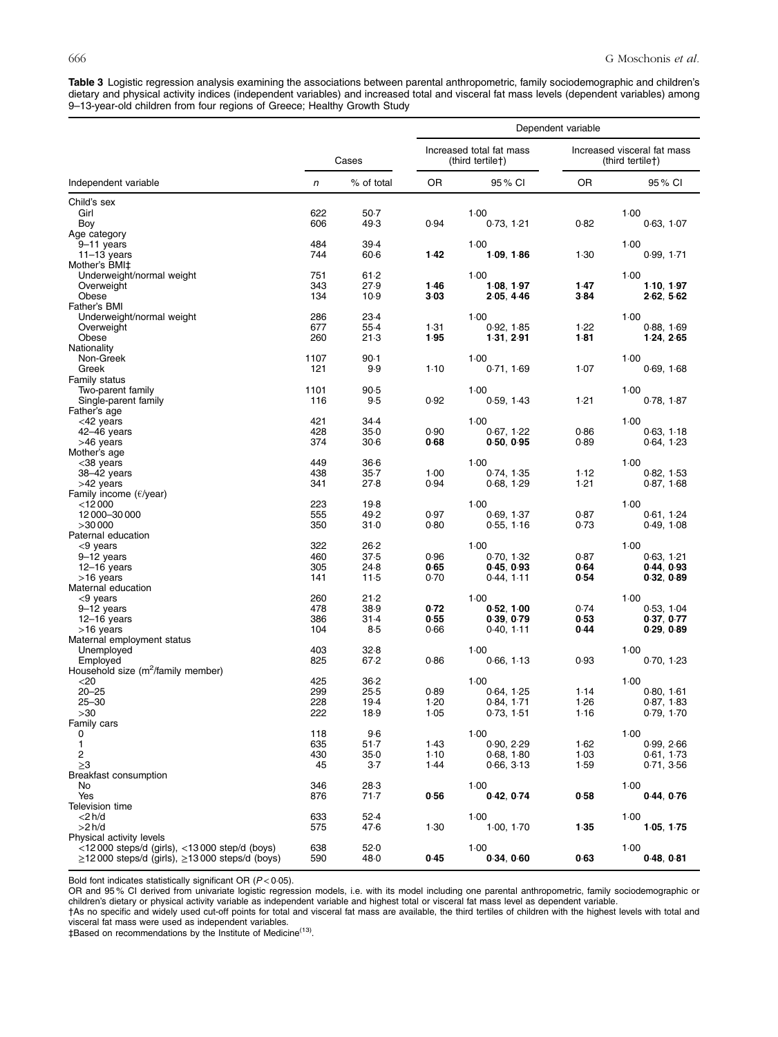**Table 3** Logistic regression analysis examining the associations between parental anthropometric, family sociodemographic and children's dietary and physical activity indices (independent variables) and increased total and visceral fat mass levels (dependent variables) among 9–13-year-old children from four regions of Greece; Healthy Growth Study

| | Cases | | Dependent variable | | | |
|---|---|---|---|---|---|---|
| | | | Increased total fat mass (third tertile†) | | Increased visceral fat mass (third tertile†) | |
| Independent variable | *n* | % of total | OR | 95 % CI | OR | 95 % CI |
| Child's sex | | | | | | |
| Girl | 622 | 50·7 | | 1·00 | | 1·00 |
| Boy | 606 | 49·3 | 0·94 | 0·73, 1·21 | 0·82 | 0·63, 1·07 |
| Age category | | | | | | |
| 9–11 years | 484 | 39·4 | | 1·00 | | 1·00 |
| 11–13 years | 744 | 60·6 | **1·42** | **1·09, 1·86** | 1·30 | 0·99, 1·71 |
| Mother's BMI‡ | | | | | | |
| Underweight/normal weight | 751 | 61·2 | | 1·00 | | 1·00 |
| Overweight | 343 | 27·9 | **1·46** | **1·08, 1·97** | **1·47** | **1·10, 1·97** |
| Obese | 134 | 10·9 | **3·03** | **2·05, 4·46** | **3·84** | **2·62, 5·62** |
| Father's BMI | | | | | | |
| Underweight/normal weight | 286 | 23·4 | | 1·00 | | 1·00 |
| Overweight | 677 | 55·4 | 1·31 | 0·92, 1·85 | 1·22 | 0·88, 1·69 |
| Obese | 260 | 21·3 | **1·95** | **1·31, 2·91** | **1·81** | **1·24, 2·65** |
| Nationality | | | | | | |
| Non-Greek | 1107 | 90·1 | | 1·00 | | 1·00 |
| Greek | 121 | 9·9 | 1·10 | 0·71, 1·69 | 1·07 | 0·69, 1·68 |
| Family status | | | | | | |
| Two-parent family | 1101 | 90·5 | | 1·00 | | 1·00 |
| Single-parent family | 116 | 9·5 | 0·92 | 0·59, 1·43 | 1·21 | 0·78, 1·87 |
| Father's age | | | | | | |
| <42 years | 421 | 34·4 | | 1·00 | | 1·00 |
| 42–46 years | 428 | 35·0 | 0·90 | 0·67, 1·22 | 0·86 | 0·63, 1·18 |
| >46 years | 374 | 30·6 | **0·68** | **0·50, 0·95** | 0·89 | 0·64, 1·23 |
| Mother's age | | | | | | |
| <38 years | 449 | 36·6 | | 1·00 | | 1·00 |
| 38–42 years | 438 | 35·7 | 1·00 | 0·74, 1·35 | 1·12 | 0·82, 1·53 |
| >42 years | 341 | 27·8 | 0·94 | 0·68, 1·29 | 1·21 | 0·87, 1·68 |
| Family income (€/year) | | | | | | |
| <12 000 | 223 | 19·8 | | 1·00 | | 1·00 |
| 12 000–30 000 | 555 | 49·2 | 0·97 | 0·69, 1·37 | 0·87 | 0·61, 1·24 |
| >30 000 | 350 | 31·0 | 0·80 | 0·55, 1·16 | 0·73 | 0·49, 1·08 |
| Paternal education | | | | | | |
| <9 years | 322 | 26·2 | | 1·00 | | 1·00 |
| 9–12 years | 460 | 37·5 | 0·96 | 0·70, 1·32 | 0·87 | 0·63, 1·21 |
| 12–16 years | 305 | 24·8 | **0·65** | **0·45, 0·93** | **0·64** | **0·44, 0·93** |
| >16 years | 141 | 11·5 | 0·70 | 0·44, 1·11 | **0·54** | **0·32, 0·89** |
| Maternal education | | | | | | |
| <9 years | 260 | 21·2 | | 1·00 | | 1·00 |
| 9–12 years | 478 | 38·9 | **0·72** | **0·52, 1·00** | 0·74 | 0·53, 1·04 |
| 12–16 years | 386 | 31·4 | **0·55** | **0·39, 0·79** | **0·53** | **0·37, 0·77** |
| >16 years | 104 | 8·5 | 0·66 | 0·40, 1·11 | **0·44** | **0·29, 0·89** |
| Maternal employment status | | | | | | |
| Unemployed | 403 | 32·8 | | 1·00 | | 1·00 |
| Employed | 825 | 67·2 | 0·86 | 0·66, 1·13 | 0·93 | 0·70, 1·23 |
| Household size ($m^2$/family member) | | | | | | |
| <20 | 425 | 36·2 | | 1·00 | | 1·00 |
| 20–25 | 299 | 25·5 | 0·89 | 0·64, 1·25 | 1·14 | 0·80, 1·61 |
| 25–30 | 228 | 19·4 | 1·20 | 0·84, 1·71 | 1·26 | 0·87, 1·83 |
| >30 | 222 | 18·9 | 1·05 | 0·73, 1·51 | 1·16 | 0·79, 1·70 |
| Family cars | | | | | | |
| 0 | 118 | 9·6 | | 1·00 | | 1·00 |
| 1 | 635 | 51·7 | 1·43 | 0·90, 2·29 | 1·62 | 0·99, 2·66 |
| 2 | 430 | 35·0 | 1·10 | 0·68, 1·80 | 1·03 | 0·61, 1·73 |
| ≥3 | 45 | 3·7 | 1·44 | 0·66, 3·13 | 1·59 | 0·71, 3·56 |
| Breakfast consumption | | | | | | |
| No | 346 | 28·3 | | 1·00 | | 1·00 |
| Yes | 876 | 71·7 | **0·56** | **0·42, 0·74** | **0·58** | **0·44, 0·76** |
| Television time | | | | | | |
| <2 h/d | 633 | 52·4 | | 1·00 | | 1·00 |
| >2 h/d | 575 | 47·6 | 1·30 | 1·00, 1·70 | **1·35** | **1·05, 1·75** |
| Physical activity levels | | | | | | |
| <12 000 steps/d (girls), <13 000 step/d (boys) | 638 | 52·0 | | 1·00 | | 1·00 |
| ≥12 000 steps/d (girls), ≥13 000 steps/d (boys) | 590 | 48·0 | **0·45** | **0·34, 0·60** | **0·63** | **0·48, 0·81** |

Bold font indicates statistically significant OR ($P < 0·05$).

OR and 95 % CI derived from univariate logistic regression models, i.e. with its model including one parental anthropometric, family sociodemographic or children's dietary or physical activity variable as independent variable and highest total or visceral fat mass level as dependent variable.

†As no specific and widely used cut-off points for total and visceral fat mass are available, the third tertiles of children with the highest levels with total and visceral fat mass were used as independent variables.

‡Based on recommendations by the Institute of Medicine[13].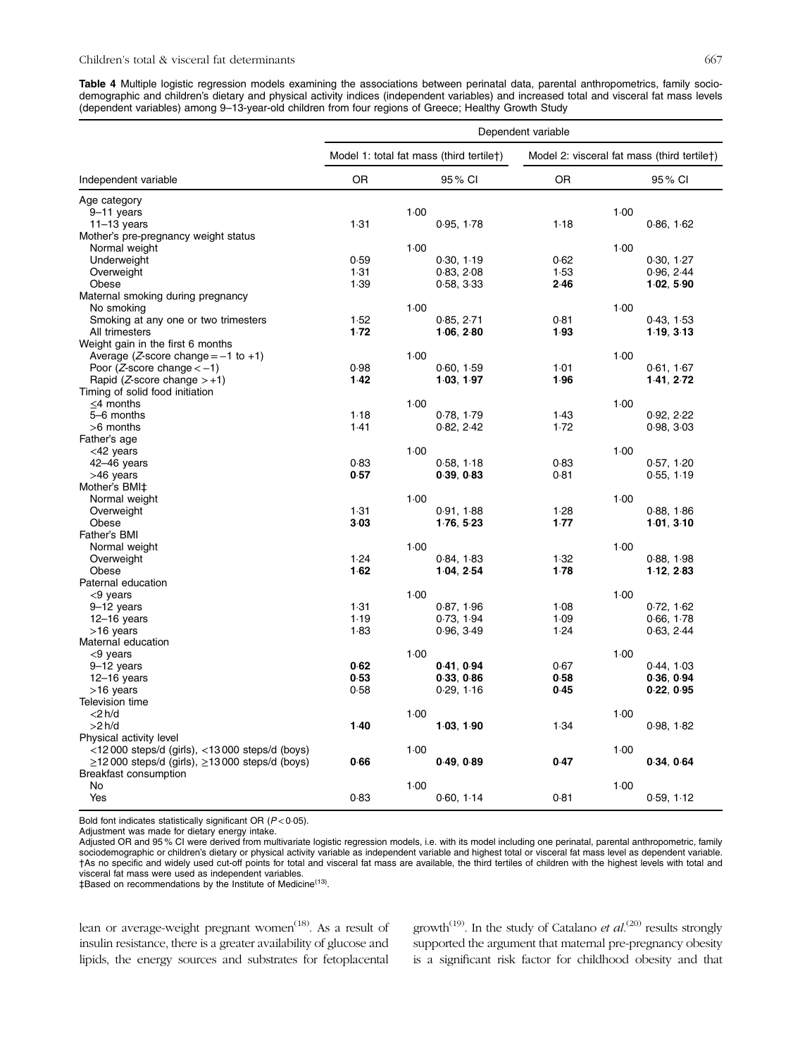**Table 4** Multiple logistic regression models examining the associations between perinatal data, parental anthropometrics, family sociodemographic and children's dietary and physical activity indices (independent variables) and increased total and visceral fat mass levels (dependent variables) among 9–13-year-old children from four regions of Greece; Healthy Growth Study

| | Dependent variable | | | |
|---|---|---|---|---|
| | Model 1: total fat mass (third tertile†) | | Model 2: visceral fat mass (third tertile†) | |
| Independent variable | OR | 95 % CI | OR | 95 % CI |
| Age category | | | | |
| 9–11 years | 1·00 | | 1·00 | |
| 11–13 years | 1·31 | 0·95, 1·78 | 1·18 | 0·86, 1·62 |
| Mother's pre-pregnancy weight status | | | | |
| Normal weight | 1·00 | | 1·00 | |
| Underweight | 0·59 | 0·30, 1·19 | 0·62 | 0·30, 1·27 |
| Overweight | 1·31 | 0·83, 2·08 | 1·53 | 0·96, 2·44 |
| Obese | 1·39 | 0·58, 3·33 | **2·46** | **1·02, 5·90** |
| Maternal smoking during pregnancy | | | | |
| No smoking | 1·00 | | 1·00 | |
| Smoking at any one or two trimesters | 1·52 | 0·85, 2·71 | 0·81 | 0·43, 1·53 |
| All trimesters | **1·72** | **1·06, 2·80** | **1·93** | **1·19, 3·13** |
| Weight gain in the first 6 months | | | | |
| Average (Z-score change = −1 to +1) | 1·00 | | 1·00 | |
| Poor (Z-score change < −1) | 0·98 | 0·60, 1·59 | 1·01 | 0·61, 1·67 |
| Rapid (Z-score change > +1) | **1·42** | **1·03, 1·97** | **1·96** | **1·41, 2·72** |
| Timing of solid food initiation | | | | |
| ≤4 months | 1·00 | | 1·00 | |
| 5–6 months | 1·18 | 0·78, 1·79 | 1·43 | 0·92, 2·22 |
| >6 months | 1·41 | 0·82, 2·42 | 1·72 | 0·98, 3·03 |
| Father's age | | | | |
| <42 years | 1·00 | | 1·00 | |
| 42–46 years | 0·83 | 0·58, 1·18 | 0·83 | 0·57, 1·20 |
| >46 years | **0·57** | **0·39, 0·83** | 0·81 | 0·55, 1·19 |
| Mother's BMI‡ | | | | |
| Normal weight | 1·00 | | 1·00 | |
| Overweight | 1·31 | 0·91, 1·88 | 1·28 | 0·88, 1·86 |
| Obese | **3·03** | **1·76, 5·23** | **1·77** | **1·01, 3·10** |
| Father's BMI | | | | |
| Normal weight | 1·00 | | 1·00 | |
| Overweight | 1·24 | 0·84, 1·83 | 1·32 | 0·88, 1·98 |
| Obese | **1·62** | **1·04, 2·54** | **1·78** | **1·12, 2·83** |
| Paternal education | | | | |
| <9 years | 1·00 | | 1·00 | |
| 9–12 years | 1·31 | 0·87, 1·96 | 1·08 | 0·72, 1·62 |
| 12–16 years | 1·19 | 0·73, 1·94 | 1·09 | 0·66, 1·78 |
| >16 years | 1·83 | 0·96, 3·49 | 1·24 | 0·63, 2·44 |
| Maternal education | | | | |
| <9 years | 1·00 | | 1·00 | |
| 9–12 years | **0·62** | **0·41, 0·94** | 0·67 | 0·44, 1·03 |
| 12–16 years | **0·53** | **0·33, 0·86** | **0·58** | **0·36, 0·94** |
| >16 years | 0·58 | 0·29, 1·16 | **0·45** | **0·22, 0·95** |
| Television time | | | | |
| <2 h/d | 1·00 | | 1·00 | |
| >2 h/d | **1·40** | **1·03, 1·90** | 1·34 | 0·98, 1·82 |
| Physical activity level | | | | |
| <12 000 steps/d (girls), <13 000 steps/d (boys) | 1·00 | | 1·00 | |
| ≥12 000 steps/d (girls), ≥13 000 steps/d (boys) | **0·66** | **0·49, 0·89** | **0·47** | **0·34, 0·64** |
| Breakfast consumption | | | | |
| No | 1·00 | | 1·00 | |
| Yes | 0·83 | 0·60, 1·14 | 0·81 | 0·59, 1·12 |

Bold font indicates statistically significant OR ($P < 0·05$).
Adjustment was made for dietary energy intake.
Adjusted OR and 95 % CI were derived from multivariate logistic regression models, i.e. with its model including one perinatal, parental anthropometric, family sociodemographic or children's dietary or physical activity variable as independent variable and highest total or visceral fat mass level as dependent variable.
†As no specific and widely used cut-off points for total and visceral fat mass are available, the third tertiles of children with the highest levels with total and visceral fat mass were used as independent variables.
‡Based on recommendations by the Institute of Medicine[13].

lean or average-weight pregnant women[18]. As a result of insulin resistance, there is a greater availability of glucose and lipids, the energy sources and substrates for fetoplacental growth[19]. In the study of Catalano *et al.*[20] results strongly supported the argument that maternal pre-pregnancy obesity is a significant risk factor for childhood obesity and that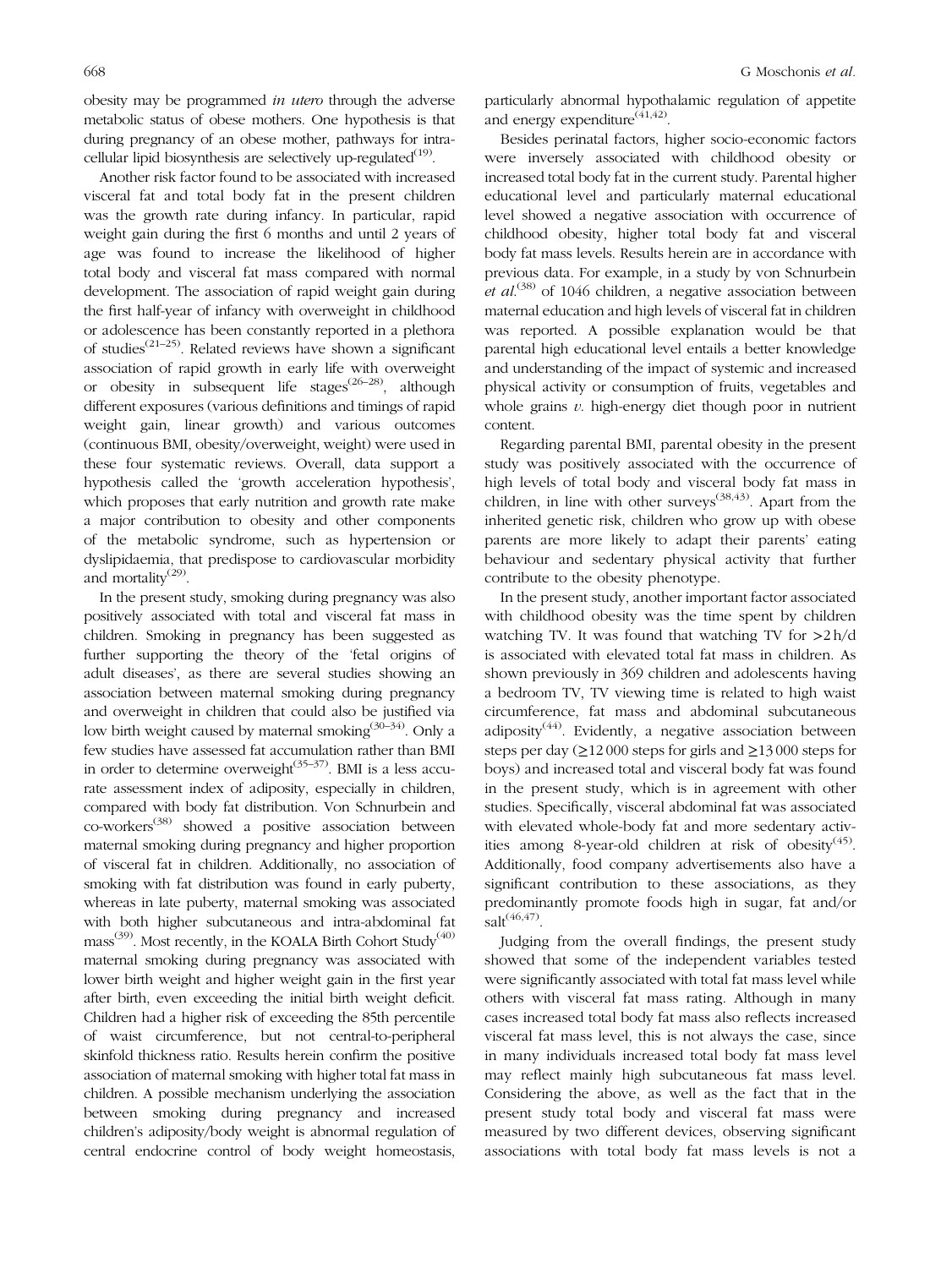obesity may be programmed *in utero* through the adverse metabolic status of obese mothers. One hypothesis is that during pregnancy of an obese mother, pathways for intracellular lipid biosynthesis are selectively up-regulated[19].

Another risk factor found to be associated with increased visceral fat and total body fat in the present children was the growth rate during infancy. In particular, rapid weight gain during the first 6 months and until 2 years of age was found to increase the likelihood of higher total body and visceral fat mass compared with normal development. The association of rapid weight gain during the first half-year of infancy with overweight in childhood or adolescence has been constantly reported in a plethora of studies[21–25]. Related reviews have shown a significant association of rapid growth in early life with overweight or obesity in subsequent life stages[26–28], although different exposures (various definitions and timings of rapid weight gain, linear growth) and various outcomes (continuous BMI, obesity/overweight, weight) were used in these four systematic reviews. Overall, data support a hypothesis called the 'growth acceleration hypothesis', which proposes that early nutrition and growth rate make a major contribution to obesity and other components of the metabolic syndrome, such as hypertension or dyslipidaemia, that predispose to cardiovascular morbidity and mortality[29].

In the present study, smoking during pregnancy was also positively associated with total and visceral fat mass in children. Smoking in pregnancy has been suggested as further supporting the theory of the 'fetal origins of adult diseases', as there are several studies showing an association between maternal smoking during pregnancy and overweight in children that could also be justified via low birth weight caused by maternal smoking[30–34]. Only a few studies have assessed fat accumulation rather than BMI in order to determine overweight[35–37]. BMI is a less accurate assessment index of adiposity, especially in children, compared with body fat distribution. Von Schnurbein and co-workers[38] showed a positive association between maternal smoking during pregnancy and higher proportion of visceral fat in children. Additionally, no association of smoking with fat distribution was found in early puberty, whereas in late puberty, maternal smoking was associated with both higher subcutaneous and intra-abdominal fat mass[39]. Most recently, in the KOALA Birth Cohort Study[40] maternal smoking during pregnancy was associated with lower birth weight and higher weight gain in the first year after birth, even exceeding the initial birth weight deficit. Children had a higher risk of exceeding the 85th percentile of waist circumference, but not central-to-peripheral skinfold thickness ratio. Results herein confirm the positive association of maternal smoking with higher total fat mass in children. A possible mechanism underlying the association between smoking during pregnancy and increased children's adiposity/body weight is abnormal regulation of central endocrine control of body weight homeostasis, particularly abnormal hypothalamic regulation of appetite and energy expenditure[41,42].

Besides perinatal factors, higher socio-economic factors were inversely associated with childhood obesity or increased total body fat in the current study. Parental higher educational level and particularly maternal educational level showed a negative association with occurrence of childhood obesity, higher total body fat and visceral body fat mass levels. Results herein are in accordance with previous data. For example, in a study by von Schnurbein *et al.*[38] of 1046 children, a negative association between maternal education and high levels of visceral fat in children was reported. A possible explanation would be that parental high educational level entails a better knowledge and understanding of the impact of systemic and increased physical activity or consumption of fruits, vegetables and whole grains *v.* high-energy diet though poor in nutrient content.

Regarding parental BMI, parental obesity in the present study was positively associated with the occurrence of high levels of total body and visceral body fat mass in children, in line with other surveys[38,43]. Apart from the inherited genetic risk, children who grow up with obese parents are more likely to adapt their parents' eating behaviour and sedentary physical activity that further contribute to the obesity phenotype.

In the present study, another important factor associated with childhood obesity was the time spent by children watching TV. It was found that watching TV for >2 h/d is associated with elevated total fat mass in children. As shown previously in 369 children and adolescents having a bedroom TV, TV viewing time is related to high waist circumference, fat mass and abdominal subcutaneous adiposity[44]. Evidently, a negative association between steps per day (≥12 000 steps for girls and ≥13 000 steps for boys) and increased total and visceral body fat was found in the present study, which is in agreement with other studies. Specifically, visceral abdominal fat was associated with elevated whole-body fat and more sedentary activities among 8-year-old children at risk of obesity[45]. Additionally, food company advertisements also have a significant contribution to these associations, as they predominantly promote foods high in sugar, fat and/or salt[46,47].

Judging from the overall findings, the present study showed that some of the independent variables tested were significantly associated with total fat mass level while others with visceral fat mass rating. Although in many cases increased total body fat mass also reflects increased visceral fat mass level, this is not always the case, since in many individuals increased total body fat mass level may reflect mainly high subcutaneous fat mass level. Considering the above, as well as the fact that in the present study total body and visceral fat mass were measured by two different devices, observing significant associations with total body fat mass levels is not a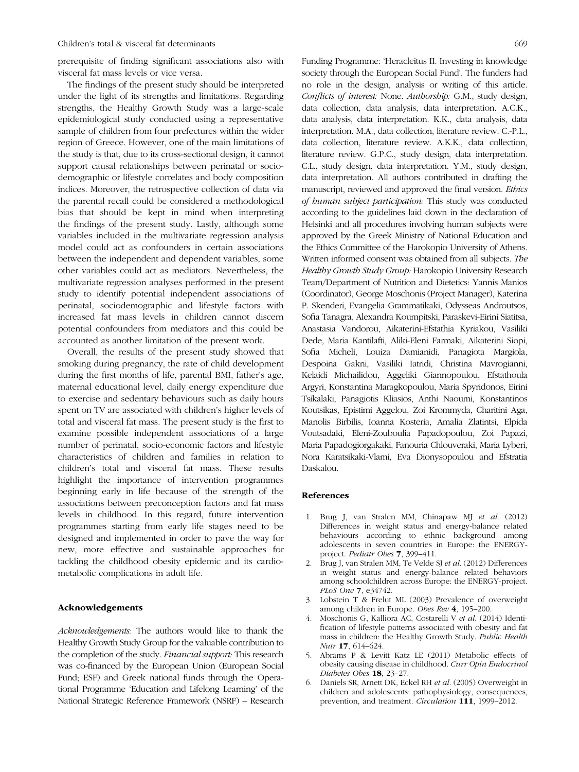prerequisite of finding significant associations also with visceral fat mass levels or vice versa.

The findings of the present study should be interpreted under the light of its strengths and limitations. Regarding strengths, the Healthy Growth Study was a large-scale epidemiological study conducted using a representative sample of children from four prefectures within the wider region of Greece. However, one of the main limitations of the study is that, due to its cross-sectional design, it cannot support causal relationships between perinatal or sociodemographic or lifestyle correlates and body composition indices. Moreover, the retrospective collection of data via the parental recall could be considered a methodological bias that should be kept in mind when interpreting the findings of the present study. Lastly, although some variables included in the multivariate regression analysis model could act as confounders in certain associations between the independent and dependent variables, some other variables could act as mediators. Nevertheless, the multivariate regression analyses performed in the present study to identify potential independent associations of perinatal, sociodemographic and lifestyle factors with increased fat mass levels in children cannot discern potential confounders from mediators and this could be accounted as another limitation of the present work.

Overall, the results of the present study showed that smoking during pregnancy, the rate of child development during the first months of life, parental BMI, father's age, maternal educational level, daily energy expenditure due to exercise and sedentary behaviours such as daily hours spent on TV are associated with children's higher levels of total and visceral fat mass. The present study is the first to examine possible independent associations of a large number of perinatal, socio-economic factors and lifestyle characteristics of children and families in relation to children's total and visceral fat mass. These results highlight the importance of intervention programmes beginning early in life because of the strength of the associations between preconception factors and fat mass levels in childhood. In this regard, future intervention programmes starting from early life stages need to be designed and implemented in order to pave the way for new, more effective and sustainable approaches for tackling the childhood obesity epidemic and its cardiometabolic complications in adult life.

## Acknowledgements

*Acknowledgements:* The authors would like to thank the Healthy Growth Study Group for the valuable contribution to the completion of the study. *Financial support:* This research was co-financed by the European Union (European Social Fund; ESF) and Greek national funds through the Operational Programme 'Education and Lifelong Learning' of the National Strategic Reference Framework (NSRF) – Research Funding Programme: 'Heracleitus II. Investing in knowledge society through the European Social Fund'. The funders had no role in the design, analysis or writing of this article. *Conflicts of interest:* None. *Authorship:* G.M., study design, data collection, data analysis, data interpretation. A.C.K., data analysis, data interpretation. K.K., data analysis, data interpretation. M.A., data collection, literature review. C.-P.L., data collection, literature review. A.K.K., data collection, literature review. G.P.C., study design, data interpretation. C.L., study design, data interpretation. Y.M., study design, data interpretation. All authors contributed in drafting the manuscript, reviewed and approved the final version. *Ethics of human subject participation:* This study was conducted according to the guidelines laid down in the declaration of Helsinki and all procedures involving human subjects were approved by the Greek Ministry of National Education and the Ethics Committee of the Harokopio University of Athens. Written informed consent was obtained from all subjects. *The Healthy Growth Study Group:* Harokopio University Research Team/Department of Nutrition and Dietetics: Yannis Manios (Coordinator), George Moschonis (Project Manager), Katerina P. Skenderi, Evangelia Grammatikaki, Odysseas Androutsos, Sofia Tanagra, Alexandra Koumpitski, Paraskevi-Eirini Siatitsa, Anastasia Vandorou, Aikaterini-Efstathia Kyriakou, Vasiliki Dede, Maria Kantilafti, Aliki-Eleni Farmaki, Aikaterini Siopi, Sofia Micheli, Louiza Damianidi, Panagiota Margiola, Despoina Gakni, Vasiliki Iatridi, Christina Mavrogianni, Kelaidi Michailidou, Aggeliki Giannopoulou, Efstathoula Argyri, Konstantina Maragkopoulou, Maria Spyridonos, Eirini Tsikalaki, Panagiotis Kliasios, Anthi Naoumi, Konstantinos Koutsikas, Epistimi Aggelou, Zoi Krommyda, Charitini Aga, Manolis Birbilis, Ioanna Kosteria, Amalia Zlatintsi, Elpida Voutsadaki, Eleni-Zouboulia Papadopoulou, Zoi Papazi, Maria Papadogiorgakaki, Fanouria Chlouveraki, Maria Lyberi, Nora Karatsikaki-Vlami, Eva Dionysopoulou and Efstratia Daskalou.

## References

1. Brug J, van Stralen MM, Chinapaw MJ *et al.* (2012) Differences in weight status and energy-balance related behaviours according to ethnic background among adolescents in seven countries in Europe: the ENERGY-project. *Pediatr Obes* **7**, 399–411.
2. Brug J, van Stralen MM, Te Velde SJ *et al.* (2012) Differences in weight status and energy-balance related behaviors among schoolchildren across Europe: the ENERGY-project. *PLoS One* **7**, e34742.
3. Lobstein T & Frelut ML (2003) Prevalence of overweight among children in Europe. *Obes Rev* **4**, 195–200.
4. Moschonis G, Kalliora AC, Costarelli V *et al.* (2014) Identification of lifestyle patterns associated with obesity and fat mass in children: the Healthy Growth Study. *Public Health Nutr* **17**, 614–624.
5. Abrams P & Levitt Katz LE (2011) Metabolic effects of obesity causing disease in childhood. *Curr Opin Endocrinol Diabetes Obes* **18**, 23–27.
6. Daniels SR, Arnett DK, Eckel RH *et al.* (2005) Overweight in children and adolescents: pathophysiology, consequences, prevention, and treatment. *Circulation* **111**, 1999–2012.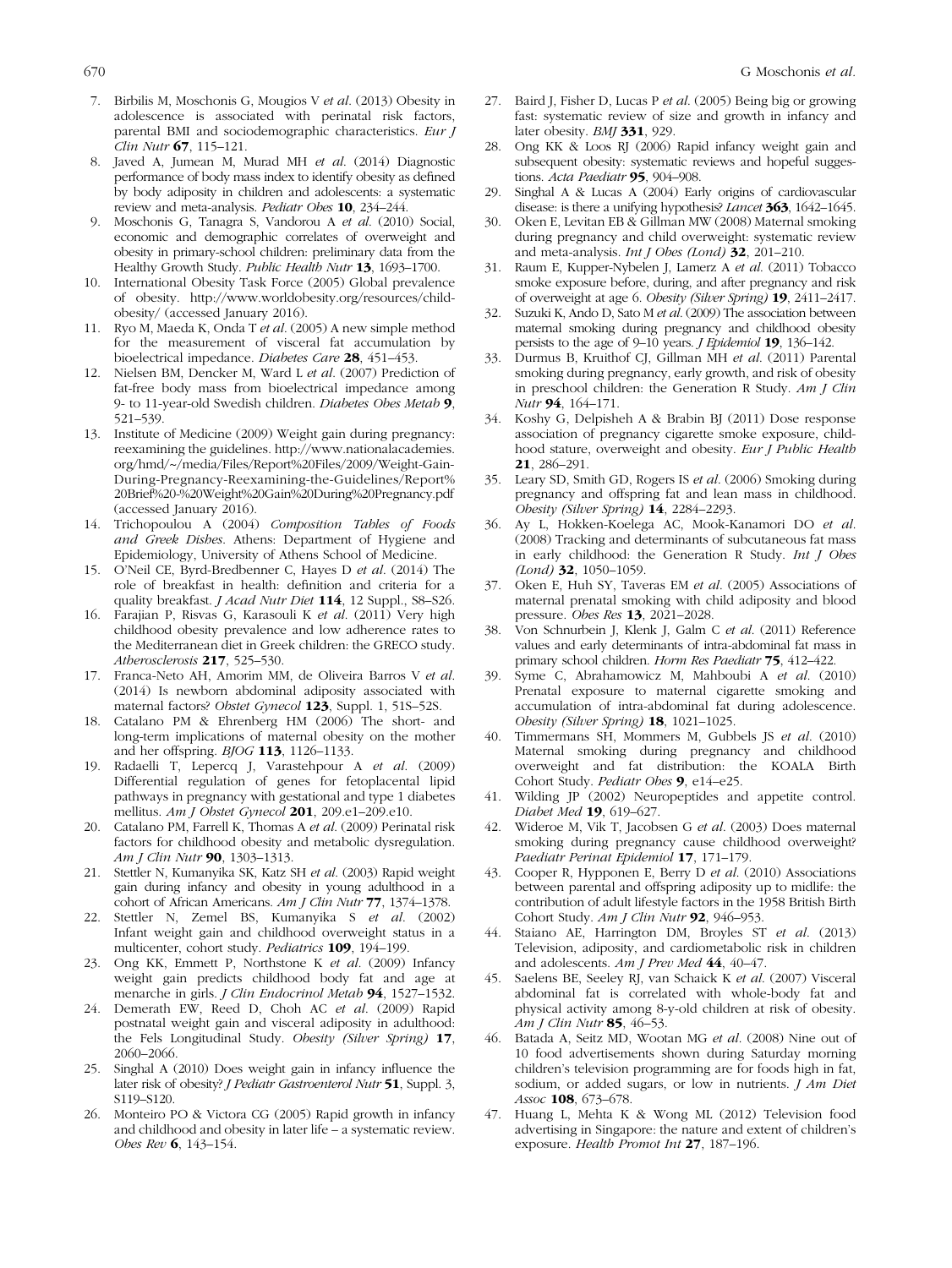7. Birbilis M, Moschonis G, Mougios V *et al.* (2013) Obesity in adolescence is associated with perinatal risk factors, parental BMI and sociodemographic characteristics. *Eur J Clin Nutr* **67**, 115–121.
8. Javed A, Jumean M, Murad MH *et al.* (2014) Diagnostic performance of body mass index to identify obesity as defined by body adiposity in children and adolescents: a systematic review and meta-analysis. *Pediatr Obes* **10**, 234–244.
9. Moschonis G, Tanagra S, Vandorou A *et al.* (2010) Social, economic and demographic correlates of overweight and obesity in primary-school children: preliminary data from the Healthy Growth Study. *Public Health Nutr* **13**, 1693–1700.
10. International Obesity Task Force (2005) Global prevalence of obesity. http://www.worldobesity.org/resources/child-obesity/ (accessed January 2016).
11. Ryo M, Maeda K, Onda T *et al.* (2005) A new simple method for the measurement of visceral fat accumulation by bioelectrical impedance. *Diabetes Care* **28**, 451–453.
12. Nielsen BM, Dencker M, Ward L *et al.* (2007) Prediction of fat-free body mass from bioelectrical impedance among 9- to 11-year-old Swedish children. *Diabetes Obes Metab* **9**, 521–539.
13. Institute of Medicine (2009) Weight gain during pregnancy: reexamining the guidelines. http://www.nationalacademies.org/hmd/~/media/Files/Report%20Files/2009/Weight-Gain-During-Pregnancy-Reexamining-the-Guidelines/Report%20Brief%20-%20Weight%20Gain%20During%20Pregnancy.pdf (accessed January 2016).
14. Trichopoulou A (2004) *Composition Tables of Foods and Greek Dishes*. Athens: Department of Hygiene and Epidemiology, University of Athens School of Medicine.
15. O'Neil CE, Byrd-Bredbenner C, Hayes D *et al.* (2014) The role of breakfast in health: definition and criteria for a quality breakfast. *J Acad Nutr Diet* **114**, 12 Suppl., S8–S26.
16. Farajian P, Risvas G, Karasouli K *et al.* (2011) Very high childhood obesity prevalence and low adherence rates to the Mediterranean diet in Greek children: the GRECO study. *Atherosclerosis* **217**, 525–530.
17. Franca-Neto AH, Amorim MM, de Oliveira Barros V *et al.* (2014) Is newborn abdominal adiposity associated with maternal factors? *Obstet Gynecol* **123**, Suppl. 1, 51S–52S.
18. Catalano PM & Ehrenberg HM (2006) The short- and long-term implications of maternal obesity on the mother and her offspring. *BJOG* **113**, 1126–1133.
19. Radaelli T, Lepercq J, Varastehpour A *et al.* (2009) Differential regulation of genes for fetoplacental lipid pathways in pregnancy with gestational and type 1 diabetes mellitus. *Am J Obstet Gynecol* **201**, 209.e1–209.e10.
20. Catalano PM, Farrell K, Thomas A *et al.* (2009) Perinatal risk factors for childhood obesity and metabolic dysregulation. *Am J Clin Nutr* **90**, 1303–1313.
21. Stettler N, Kumanyika SK, Katz SH *et al.* (2003) Rapid weight gain during infancy and obesity in young adulthood in a cohort of African Americans. *Am J Clin Nutr* **77**, 1374–1378.
22. Stettler N, Zemel BS, Kumanyika S *et al.* (2002) Infant weight gain and childhood overweight status in a multicenter, cohort study. *Pediatrics* **109**, 194–199.
23. Ong KK, Emmett P, Northstone K *et al.* (2009) Infancy weight gain predicts childhood body fat and age at menarche in girls. *J Clin Endocrinol Metab* **94**, 1527–1532.
24. Demerath EW, Reed D, Choh AC *et al.* (2009) Rapid postnatal weight gain and visceral adiposity in adulthood: the Fels Longitudinal Study. *Obesity (Silver Spring)* **17**, 2060–2066.
25. Singhal A (2010) Does weight gain in infancy influence the later risk of obesity? *J Pediatr Gastroenterol Nutr* **51**, Suppl. 3, S119–S120.
26. Monteiro PO & Victora CG (2005) Rapid growth in infancy and childhood and obesity in later life – a systematic review. *Obes Rev* **6**, 143–154.
27. Baird J, Fisher D, Lucas P *et al.* (2005) Being big or growing fast: systematic review of size and growth in infancy and later obesity. *BMJ* **331**, 929.
28. Ong KK & Loos RJ (2006) Rapid infancy weight gain and subsequent obesity: systematic reviews and hopeful suggestions. *Acta Paediatr* **95**, 904–908.
29. Singhal A & Lucas A (2004) Early origins of cardiovascular disease: is there a unifying hypothesis? *Lancet* **363**, 1642–1645.
30. Oken E, Levitan EB & Gillman MW (2008) Maternal smoking during pregnancy and child overweight: systematic review and meta-analysis. *Int J Obes (Lond)* **32**, 201–210.
31. Raum E, Kupper-Nybelen J, Lamerz A *et al.* (2011) Tobacco smoke exposure before, during, and after pregnancy and risk of overweight at age 6. *Obesity (Silver Spring)* **19**, 2411–2417.
32. Suzuki K, Ando D, Sato M *et al.* (2009) The association between maternal smoking during pregnancy and childhood obesity persists to the age of 9–10 years. *J Epidemiol* **19**, 136–142.
33. Durmus B, Kruithof CJ, Gillman MH *et al.* (2011) Parental smoking during pregnancy, early growth, and risk of obesity in preschool children: the Generation R Study. *Am J Clin Nutr* **94**, 164–171.
34. Koshy G, Delpisheh A & Brabin BJ (2011) Dose response association of pregnancy cigarette smoke exposure, childhood stature, overweight and obesity. *Eur J Public Health* **21**, 286–291.
35. Leary SD, Smith GD, Rogers IS *et al.* (2006) Smoking during pregnancy and offspring fat and lean mass in childhood. *Obesity (Silver Spring)* **14**, 2284–2293.
36. Ay L, Hokken-Koelega AC, Mook-Kanamori DO *et al.* (2008) Tracking and determinants of subcutaneous fat mass in early childhood: the Generation R Study. *Int J Obes (Lond)* **32**, 1050–1059.
37. Oken E, Huh SY, Taveras EM *et al.* (2005) Associations of maternal prenatal smoking with child adiposity and blood pressure. *Obes Res* **13**, 2021–2028.
38. Von Schnurbein J, Klenk J, Galm C *et al.* (2011) Reference values and early determinants of intra-abdominal fat mass in primary school children. *Horm Res Paediatr* **75**, 412–422.
39. Syme C, Abrahamowicz M, Mahboubi A *et al.* (2010) Prenatal exposure to maternal cigarette smoking and accumulation of intra-abdominal fat during adolescence. *Obesity (Silver Spring)* **18**, 1021–1025.
40. Timmermans SH, Mommers M, Gubbels JS *et al.* (2010) Maternal smoking during pregnancy and childhood overweight and fat distribution: the KOALA Birth Cohort Study. *Pediatr Obes* **9**, e14–e25.
41. Wilding JP (2002) Neuropeptides and appetite control. *Diabet Med* **19**, 619–627.
42. Wideroe M, Vik T, Jacobsen G *et al.* (2003) Does maternal smoking during pregnancy cause childhood overweight? *Paediatr Perinat Epidemiol* **17**, 171–179.
43. Cooper R, Hypponen E, Berry D *et al.* (2010) Associations between parental and offspring adiposity up to midlife: the contribution of adult lifestyle factors in the 1958 British Birth Cohort Study. *Am J Clin Nutr* **92**, 946–953.
44. Staiano AE, Harrington DM, Broyles ST *et al.* (2013) Television, adiposity, and cardiometabolic risk in children and adolescents. *Am J Prev Med* **44**, 40–47.
45. Saelens BE, Seeley RJ, van Schaick K *et al.* (2007) Visceral abdominal fat is correlated with whole-body fat and physical activity among 8-y-old children at risk of obesity. *Am J Clin Nutr* **85**, 46–53.
46. Batada A, Seitz MD, Wootan MG *et al.* (2008) Nine out of 10 food advertisements shown during Saturday morning children's television programming are for foods high in fat, sodium, or added sugars, or low in nutrients. *J Am Diet Assoc* **108**, 673–678.
47. Huang L, Mehta K & Wong ML (2012) Television food advertising in Singapore: the nature and extent of children's exposure. *Health Promot Int* **27**, 187–196.